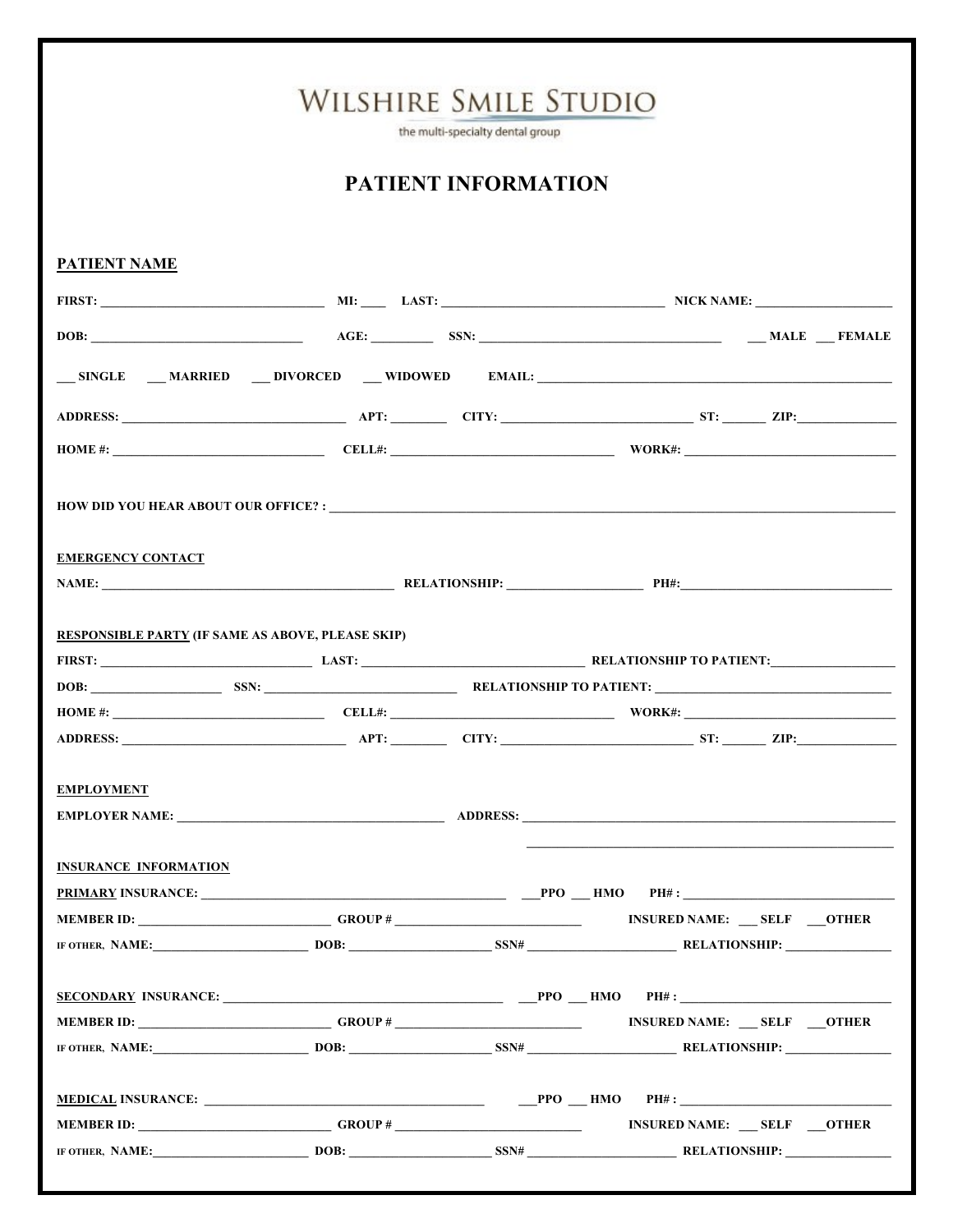# WILSHIRE SMILE STUDIO

the multi-specialty dental group

## PATIENT INFORMATION

**PATIENT NAME**

**FIRST:** ______________________ **MI:** ____ **LAST:** ______________________ **NICK NAME:** ______________

**DOB:** ______________________ **AGE:** ________ **SSN:** ______________________ ___ **MALE** ___ **FEMALE**

___ **SINGLE** ___ **MARRIED** ___ **DIVORCED** ___ **WIDOWED** **EMAIL:** ______________________

**ADDRESS:** ______________________ **APT:** ________ **CITY:** ______________________ **ST:** ______ **ZIP:** ______________

**HOME #:** ______________________ **CELL#:** ______________________ **WORK#:** ______________________

**HOW DID YOU HEAR ABOUT OUR OFFICE? :** ______________________

**EMERGENCY CONTACT**

**NAME:** ______________________ **RELATIONSHIP:** ______________ **PH#:** ______________________

**RESPONSIBLE PARTY (IF SAME AS ABOVE, PLEASE SKIP)**

**FIRST:** ______________________ **LAST:** ______________________ **RELATIONSHIP TO PATIENT:** ______________

**DOB:** ______________ **SSN:** ______________________ **RELATIONSHIP TO PATIENT:** ______________________

**HOME #:** ______________________ **CELL#:** ______________________ **WORK#:** ______________________

**ADDRESS:** ______________________ **APT:** ________ **CITY:** ______________________ **ST:** ______ **ZIP:** ______________

**EMPLOYMENT**

**EMPLOYER NAME:** ______________________ **ADDRESS:** ______________________

______________________

**INSURANCE INFORMATION**

**PRIMARY INSURANCE:** ______________________ ___**PPO** ___ **HMO** **PH# :** ______________________

**MEMBER ID:** ______________________ **GROUP #** ______________________ **INSURED NAME:** ___ **SELF** ___**OTHER**

**IF OTHER, NAME:** ______________________ **DOB:** ______________ **SSN#** ______________ **RELATIONSHIP:** ______________

**SECONDARY INSURANCE:** ______________________ ___**PPO** ___ **HMO** **PH# :** ______________________

**MEMBER ID:** ______________________ **GROUP #** ______________________ **INSURED NAME:** ___ **SELF** ___**OTHER**

**IF OTHER, NAME:** ______________________ **DOB:** ______________ **SSN#** ______________ **RELATIONSHIP:** ______________

**MEDICAL INSURANCE:** ______________________ ___**PPO** ___ **HMO** **PH# :** ______________________

**MEMBER ID:** ______________________ **GROUP #** ______________________ **INSURED NAME:** ___ **SELF** ___**OTHER**

**IF OTHER, NAME:** ______________________ **DOB:** ______________ **SSN#** ______________ **RELATIONSHIP:** ______________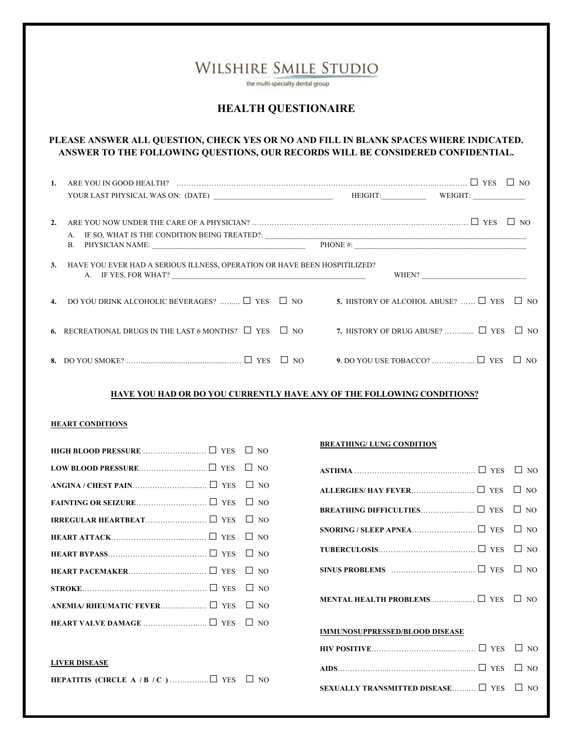# WILSHIRE SMILE STUDIO

the multi-specialty dental group

## HEALTH QUESTIONAIRE

**PLEASE ANSWER ALL QUESTION, CHECK YES OR NO AND FILL IN BLANK SPACES WHERE INDICATED. ANSWER TO THE FOLLOWING QUESTIONS, OUR RECORDS WILL BE CONSIDERED CONFIDENTIAL.**

**1.** ARE YOU IN GOOD HEALTH? ………………………………………………………………………………………… ☐ YES ☐ NO

YOUR LAST PHYSICAL WAS ON: (DATE) ______________________________ HEIGHT:___________ WEIGHT: _____________

**2.** ARE YOU NOW UNDER THE CARE OF A PHYSICIAN? ………………………………………………………………… ☐ YES ☐ NO

A. IF SO, WHAT IS THE CONDITION BEING TREATED?: ____________________________________________

B. PHYSICIAN NAME: ______________________________ PHONE #: ______________________________

**3.** HAVE YOU EVER HAD A SERIOUS ILLNESS, OPERATION OR HAVE BEEN HOSPITILIZED?

A. IF YES, FOR WHAT? ____________________________________________ WHEN? ____________________

**4.** DO YOU DRINK ALCOHOLIC BEVERAGES? ……… ☐ YES ☐ NO

**5.** HISTORY OF ALCOHOL ABUSE? …… ☐ YES ☐ NO

**6.** RECREATIONAL DRUGS IN THE LAST 6 MONTHS? ☐ YES ☐ NO

**7.** HISTORY OF DRUG ABUSE? ……....... ☐ YES ☐ NO

**8.** DO YOU SMOKE? ………............................................…… ☐ YES ☐ NO

**9**. DO YOU USE TOBACCO? ……..……..... ☐ YES ☐ NO

**HAVE YOU HAD OR DO YOU CURRENTLY HAVE ANY OF THE FOLLOWING CONDITIONS?**

**HEART CONDITIONS**

**HIGH BLOOD PRESSURE** ………………..…… ☐ YES ☐ NO

**LOW BLOOD PRESSURE**……………………… ☐ YES ☐ NO

**ANGINA / CHEST PAIN**…………………….…. ☐ YES ☐ NO

**FAINTING OR SEIZURE**……………….……… ☐ YES ☐ NO

**IRREGULAR HEARTBEAT**…………….……… ☐ YES ☐ NO

**HEART ATTACK**…………………………..…… ☐ YES ☐ NO

**HEART BYPASS**……………………….……… ☐ YES ☐ NO

**HEART PACEMAKER**……………..…..……… ☐ YES ☐ NO

**STROKE**…………………………………..……… ☐ YES ☐ NO

**ANEMIA/ RHEUMATIC FEVER**……..………… ☐ YES ☐ NO

**HEART VALVE DAMAGE** ……………………… ☐ YES ☐ NO

**LIVER DISEASE**

**HEPATITIS (CIRCLE A / B / C )** ……………☐ YES ☐ NO

**BREATHING/ LUNG CONDITION**

**ASTHMA** ……………….……………….……… ☐ YES ☐ NO

**ALLERGIES/ HAY FEVER**…………….……… ☐ YES ☐ NO

**BREATHING DIFFICULTIES**……..……..…… ☐ YES ☐ NO

**SNORING / SLEEP APNEA**…………………… ☐ YES ☐ NO

**TUBERCULOSIS**………………………....…… ☐ YES ☐ NO

**SINUS PROBLEMS** ……………………....…… ☐ YES ☐ NO

**MENTAL HEALTH PROBLEMS**……………… ☐ YES ☐ NO

**IMMUNOSUPPRESSED/BLOOD DISEASE**

**HIV POSITIVE**……………………………..…… ☐ YES ☐ NO

**AIDS**……………………………………………… ☐ YES ☐ NO

**SEXUALLY TRANSMITTED DISEASE**……… ☐ YES ☐ NO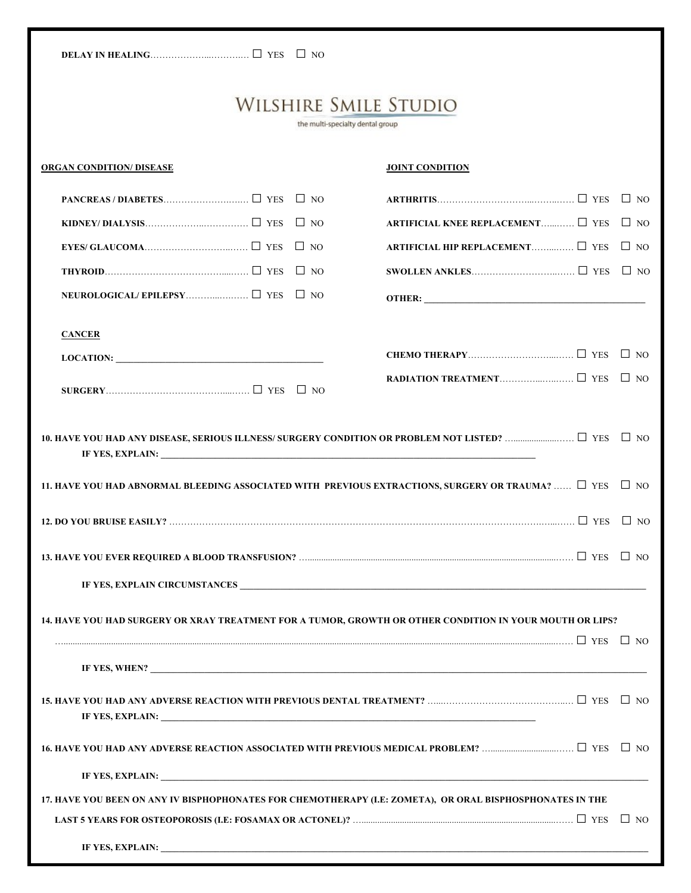**DELAY IN HEALING**……………………….. ☐ YES ☐ NO

# WILSHIRE SMILE STUDIO

the multi-specialty dental group

**ORGAN CONDITION/ DISEASE**

- **PANCREAS / DIABETES**…………………….. ☐ YES ☐ NO
- **KIDNEY/ DIALYSIS**……………………….. ☐ YES ☐ NO
- **EYES/ GLAUCOMA**………………………… ☐ YES ☐ NO
- **THYROID**………………………………….. ☐ YES ☐ NO
- **NEUROLOGICAL/ EPILEPSY**……………… ☐ YES ☐ NO

**CANCER**

- **LOCATION:** ____________________________________________
- **SURGERY**…………………………………. ☐ YES ☐ NO

**JOINT CONDITION**

- **ARTHRITIS**……………………………….. ☐ YES ☐ NO
- **ARTIFICIAL KNEE REPLACEMENT**………. ☐ YES ☐ NO
- **ARTIFICIAL HIP REPLACEMENT**………… ☐ YES ☐ NO
- **SWOLLEN ANKLES**………………………. ☐ YES ☐ NO
- **OTHER:** ____________________________________________

- **CHEMO THERAPY**………………………… ☐ YES ☐ NO
- **RADIATION TREATMENT**………………… ☐ YES ☐ NO

**10. HAVE YOU HAD ANY DISEASE, SERIOUS ILLNESS/ SURGERY CONDITION OR PROBLEM NOT LISTED?** ………… ☐ YES ☐ NO

**IF YES, EXPLAIN:** ____________________________________________

**11. HAVE YOU HAD ABNORMAL BLEEDING ASSOCIATED WITH PREVIOUS EXTRACTIONS, SURGERY OR TRAUMA?** …… ☐ YES ☐ NO

**12. DO YOU BRUISE EASILY?** ………………………………………… ☐ YES ☐ NO

**13. HAVE YOU EVER REQUIRED A BLOOD TRANSFUSION?** ………………… ☐ YES ☐ NO

**IF YES, EXPLAIN CIRCUMSTANCES** ____________________________________________

**14. HAVE YOU HAD SURGERY OR XRAY TREATMENT FOR A TUMOR, GROWTH OR OTHER CONDITION IN YOUR MOUTH OR LIPS?** ………… ☐ YES ☐ NO

**IF YES, WHEN?** ____________________________________________

**15. HAVE YOU HAD ANY ADVERSE REACTION WITH PREVIOUS DENTAL TREATMENT?** ………… ☐ YES ☐ NO

**IF YES, EXPLAIN:** ____________________________________________

**16. HAVE YOU HAD ANY ADVERSE REACTION ASSOCIATED WITH PREVIOUS MEDICAL PROBLEM?** ………… ☐ YES ☐ NO

**IF YES, EXPLAIN:** ____________________________________________

**17. HAVE YOU BEEN ON ANY IV BISPHOPHONATES FOR CHEMOTHERAPY (I.E: ZOMETA), OR ORAL BISPHOSPHONATES IN THE LAST 5 YEARS FOR OSTEOPOROSIS (I.E: FOSAMAX OR ACTONEL)?** ………… ☐ YES ☐ NO

**IF YES, EXPLAIN:** ____________________________________________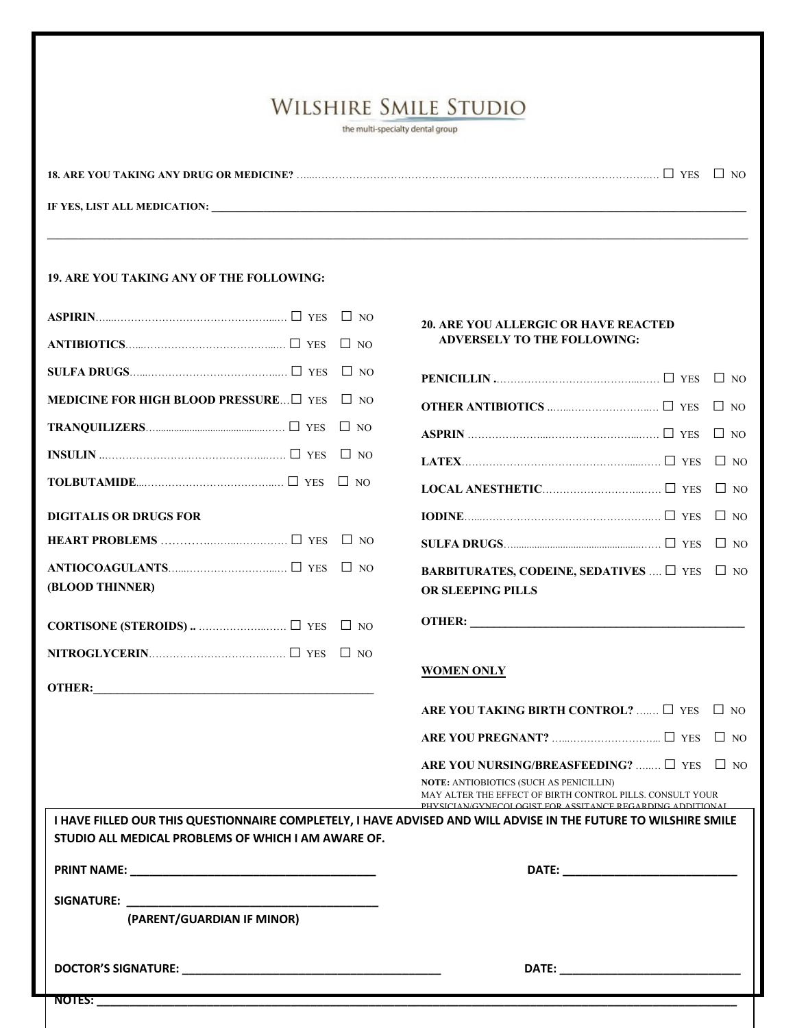# WILSHIRE SMILE STUDIO

the multi-specialty dental group

**18. ARE YOU TAKING ANY DRUG OR MEDICINE?** ☐ YES ☐ NO

**IF YES, LIST ALL MEDICATION:** ______________________________________________

______________________________________________

**19. ARE YOU TAKING ANY OF THE FOLLOWING:**

**ASPIRIN** ☐ YES ☐ NO

**ANTIBIOTICS** ☐ YES ☐ NO

**SULFA DRUGS** ☐ YES ☐ NO

**MEDICINE FOR HIGH BLOOD PRESSURE** ☐ YES ☐ NO

**TRANQUILIZERS** ☐ YES ☐ NO

**INSULIN** ☐ YES ☐ NO

**TOLBUTAMIDE** ☐ YES ☐ NO

**DIGITALIS OR DRUGS FOR HEART PROBLEMS** ☐ YES ☐ NO

**ANTIOCOAGULANTS (BLOOD THINNER)** ☐ YES ☐ NO

**CORTISONE (STEROIDS) ..** ☐ YES ☐ NO

**NITROGLYCERIN** ☐ YES ☐ NO

**OTHER:** ______________________________________________

**20. ARE YOU ALLERGIC OR HAVE REACTED ADVERSELY TO THE FOLLOWING:**

**PENICILLIN .** ☐ YES ☐ NO

**OTHER ANTIBIOTICS** ☐ YES ☐ NO

**ASPRIN** ☐ YES ☐ NO

**LATEX** ☐ YES ☐ NO

**LOCAL ANESTHETIC** ☐ YES ☐ NO

**IODINE** ☐ YES ☐ NO

**SULFA DRUGS** ☐ YES ☐ NO

**BARBITURATES, CODEINE, SEDATIVES OR SLEEPING PILLS** ☐ YES ☐ NO

**OTHER:** ______________________________________________

**WOMEN ONLY**

**ARE YOU TAKING BIRTH CONTROL?** ☐ YES ☐ NO

**ARE YOU PREGNANT?** ☐ YES ☐ NO

**ARE YOU NURSING/BREASFEEDING?** ☐ YES ☐ NO

**NOTE:** ANTIOBIOTICS (SUCH AS PENICILLIN) MAY ALTER THE EFFECT OF BIRTH CONTROL PILLS. CONSULT YOUR PHYSICIAN/GYNECOLOGIST FOR ASSITANCE REGARDING ADDITIONAL

**I HAVE FILLED OUR THIS QUESTIONNAIRE COMPLETELY, I HAVE ADVISED AND WILL ADVISE IN THE FUTURE TO WILSHIRE SMILE STUDIO ALL MEDICAL PROBLEMS OF WHICH I AM AWARE OF.**

**PRINT NAME:** ______________________________ **DATE:** ______________________

**SIGNATURE:** ______________________________
**(PARENT/GUARDIAN IF MINOR)**

**DOCTOR'S SIGNATURE:** ______________________________ **DATE:** ______________________

**NOTES:** ______________________________________________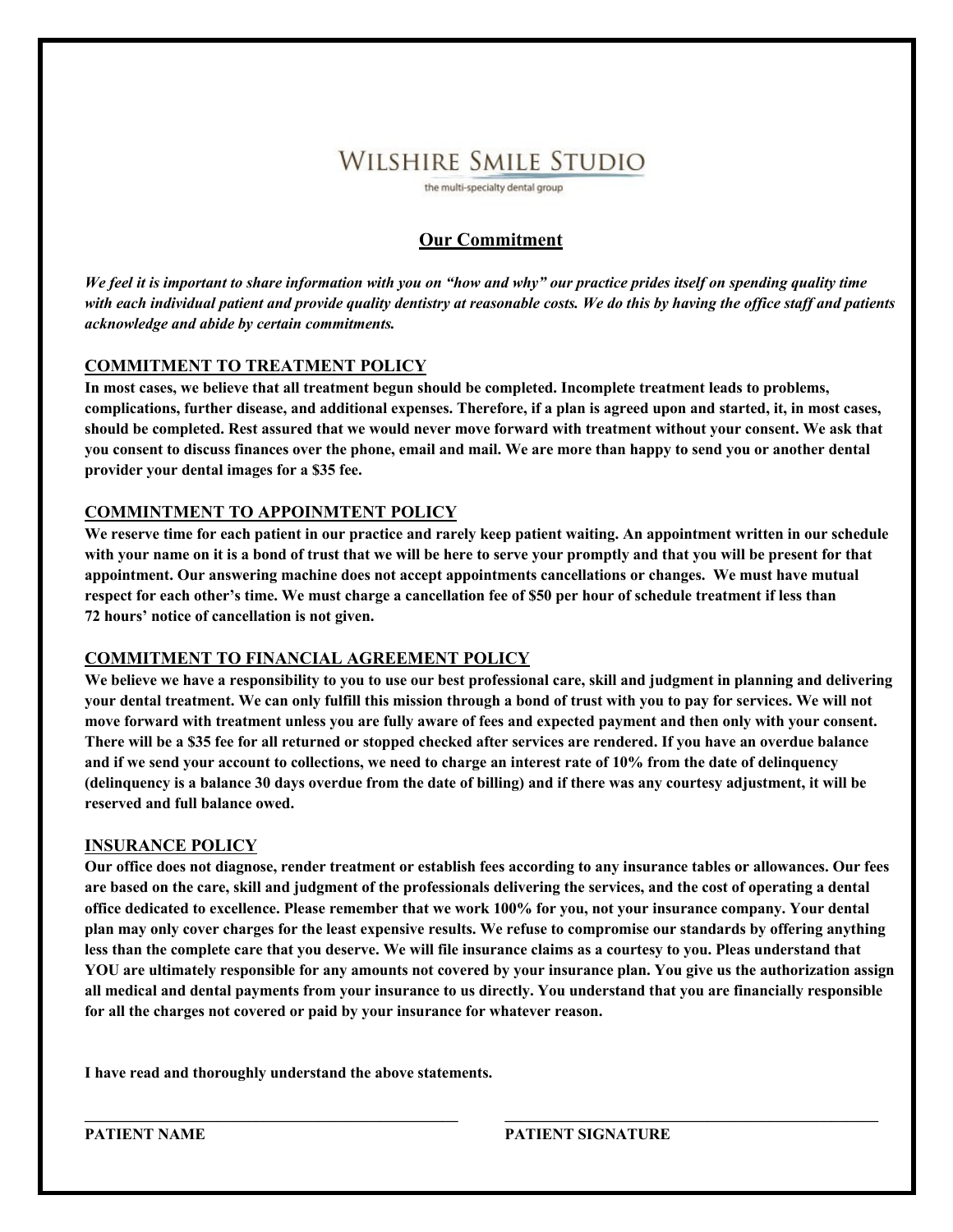# WILSHIRE SMILE STUDIO

the multi-specialty dental group

## Our Commitment

***We feel it is important to share information with you on "how and why" our practice prides itself on spending quality time with each individual patient and provide quality dentistry at reasonable costs. We do this by having the office staff and patients acknowledge and abide by certain commitments.***

### COMMITMENT TO TREATMENT POLICY

**In most cases, we believe that all treatment begun should be completed. Incomplete treatment leads to problems, complications, further disease, and additional expenses. Therefore, if a plan is agreed upon and started, it, in most cases, should be completed. Rest assured that we would never move forward with treatment without your consent. We ask that you consent to discuss finances over the phone, email and mail. We are more than happy to send you or another dental provider your dental images for a $35 fee.**

### COMMINTMENT TO APPOINMTENT POLICY

**We reserve time for each patient in our practice and rarely keep patient waiting. An appointment written in our schedule with your name on it is a bond of trust that we will be here to serve your promptly and that you will be present for that appointment. Our answering machine does not accept appointments cancellations or changes. We must have mutual respect for each other's time. We must charge a cancellation fee of $50 per hour of schedule treatment if less than 72 hours' notice of cancellation is not given.**

### COMMITMENT TO FINANCIAL AGREEMENT POLICY

**We believe we have a responsibility to you to use our best professional care, skill and judgment in planning and delivering your dental treatment. We can only fulfill this mission through a bond of trust with you to pay for services. We will not move forward with treatment unless you are fully aware of fees and expected payment and then only with your consent. There will be a $35 fee for all returned or stopped checked after services are rendered. If you have an overdue balance and if we send your account to collections, we need to charge an interest rate of 10% from the date of delinquency (delinquency is a balance 30 days overdue from the date of billing) and if there was any courtesy adjustment, it will be reserved and full balance owed.**

### INSURANCE POLICY

**Our office does not diagnose, render treatment or establish fees according to any insurance tables or allowances. Our fees are based on the care, skill and judgment of the professionals delivering the services, and the cost of operating a dental office dedicated to excellence. Please remember that we work 100% for you, not your insurance company. Your dental plan may only cover charges for the least expensive results. We refuse to compromise our standards by offering anything less than the complete care that you deserve. We will file insurance claims as a courtesy to you. Pleas understand that YOU are ultimately responsible for any amounts not covered by your insurance plan. You give us the authorization assign all medical and dental payments from your insurance to us directly. You understand that you are financially responsible for all the charges not covered or paid by your insurance for whatever reason.**

**I have read and thoroughly understand the above statements.**

| ______________________________ | ______________________________ |
|---|---|
| **PATIENT NAME** | **PATIENT SIGNATURE** |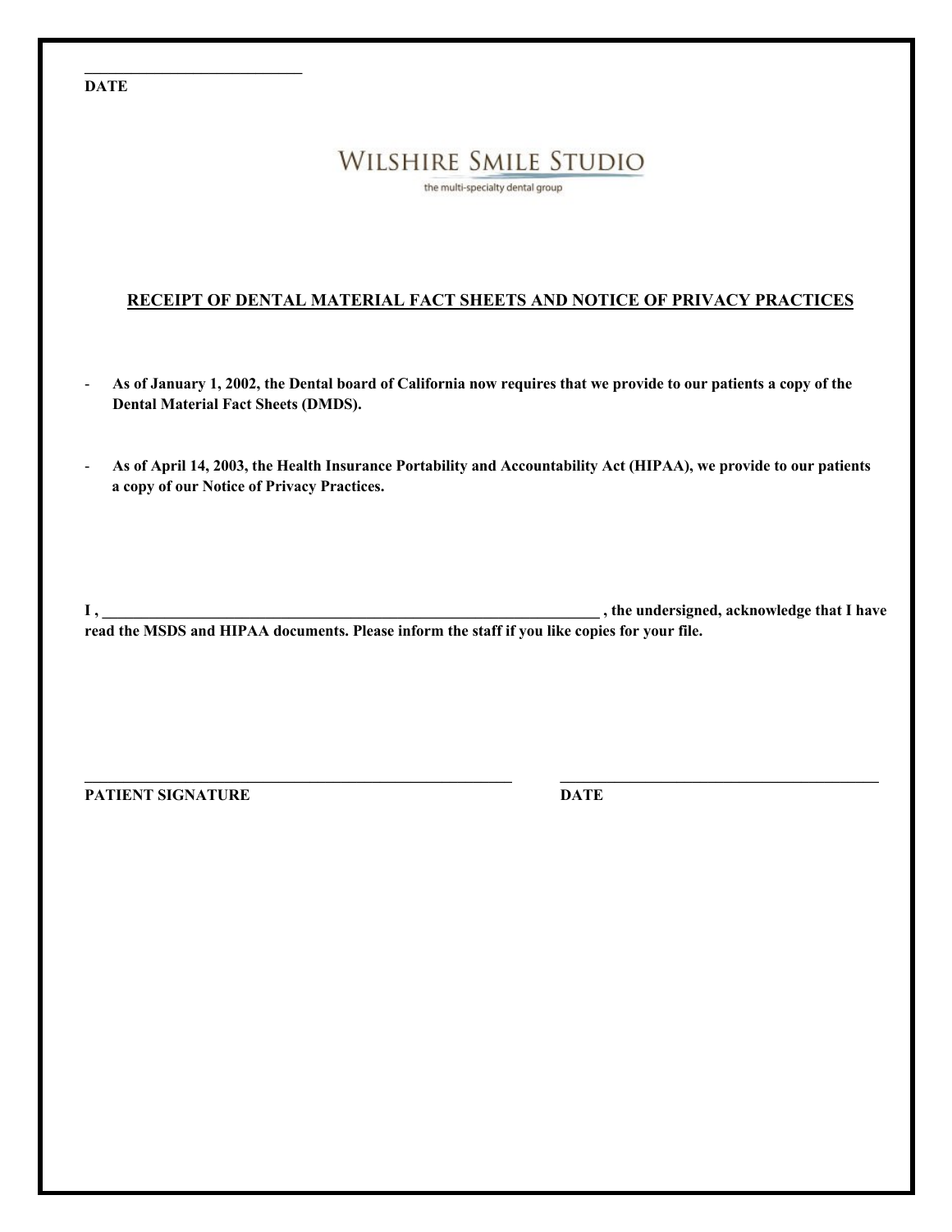\_\_\_\_\_\_\_\_\_\_\_\_\_\_\_\_\_\_\_\_\_\_\_\_\_\_\_\_

**DATE**

WILSHIRE SMILE STUDIO

the multi-specialty dental group

## RECEIPT OF DENTAL MATERIAL FACT SHEETS AND NOTICE OF PRIVACY PRACTICES

- **As of January 1, 2002, the Dental board of California now requires that we provide to our patients a copy of the Dental Material Fact Sheets (DMDS).**

- **As of April 14, 2003, the Health Insurance Portability and Accountability Act (HIPAA), we provide to our patients a copy of our Notice of Privacy Practices.**

**I , \_\_\_\_\_\_\_\_\_\_\_\_\_\_\_\_\_\_\_\_\_\_\_\_\_\_\_\_\_\_\_\_\_\_\_\_\_\_\_\_\_\_\_\_\_\_\_\_\_\_\_\_\_\_\_\_\_\_\_\_\_\_\_\_ , the undersigned, acknowledge that I have read the MSDS and HIPAA documents. Please inform the staff if you like copies for your file.**

\_\_\_\_\_\_\_\_\_\_\_\_\_\_\_\_\_\_\_\_\_\_\_\_\_\_\_\_\_\_\_\_\_\_\_\_\_\_\_\_\_\_\_\_\_\_\_\_\_\_\_\_\_\_ \_\_\_\_\_\_\_\_\_\_\_\_\_\_\_\_\_\_\_\_\_\_\_\_\_\_\_\_\_\_\_\_\_\_\_\_\_\_\_\_\_\_

**PATIENT SIGNATURE** **DATE**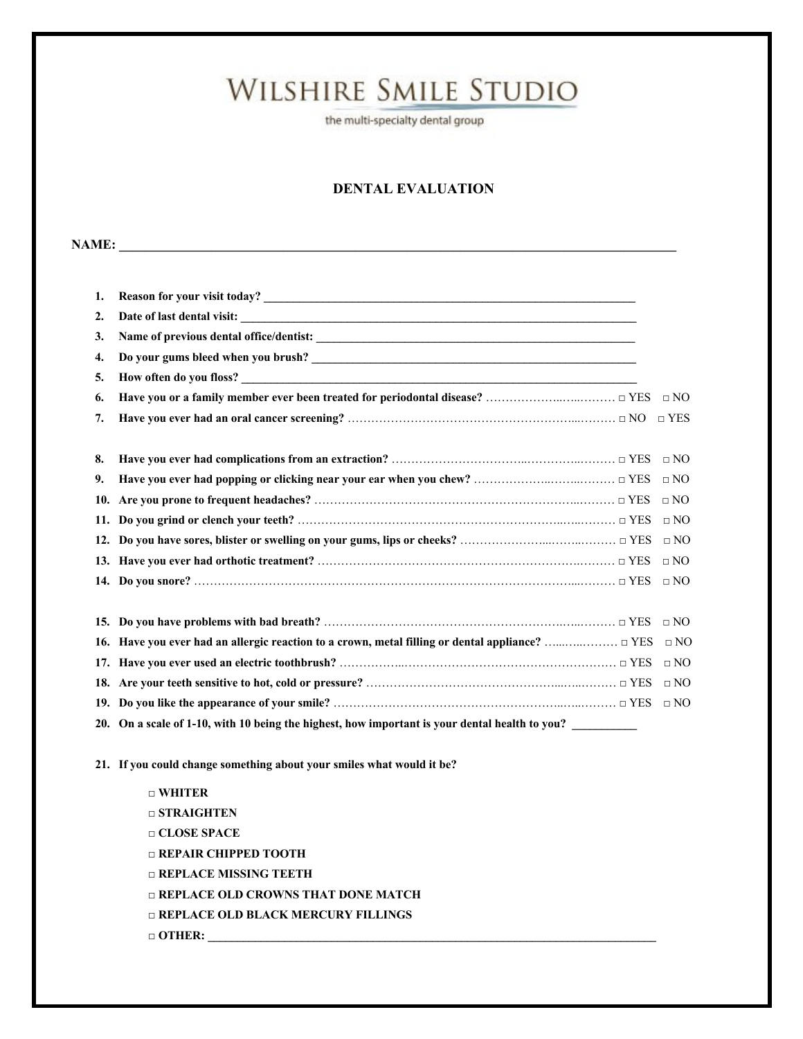# WILSHIRE SMILE STUDIO

the multi-specialty dental group

## DENTAL EVALUATION

**NAME:** ______________________________________________________________________________

1. **Reason for your visit today?** ____________________________________________________________
2. **Date of last dental visit:** ____________________________________________________________
3. **Name of previous dental office/dentist:** ______________________________________________
4. **Do your gums bleed when you brush?** ________________________________________________
5. **How often do you floss?** ____________________________________________________________
6. **Have you or a family member ever been treated for periodontal disease?** ……………… □ YES □ NO
7. **Have you ever had an oral cancer screening?** ………………………………………… □ NO □ YES

8. **Have you ever had complications from an extraction?** ……………………………………… □ YES □ NO
9. **Have you ever had popping or clicking near your ear when you chew?** ……………………… □ YES □ NO
10. **Are you prone to frequent headaches?** ……………………………………………………… □ YES □ NO
11. **Do you grind or clench your teeth?** ………………………………………………………… □ YES □ NO
12. **Do you have sores, blister or swelling on your gums, lips or cheeks?** ………………………… □ YES □ NO
13. **Have you ever had orthotic treatment?** ……………………………………………………… □ YES □ NO
14. **Do you snore?** ………………………………………………………………………………… □ YES □ NO

15. **Do you have problems with bad breath?** …………………………………………………… □ YES □ NO
16. **Have you ever had an allergic reaction to a crown, metal filling or dental appliance?** ………… □ YES □ NO
17. **Have you ever used an electric toothbrush?** ………………………………………………… □ YES □ NO
18. **Are your teeth sensitive to hot, cold or pressure?** …………………………………………… □ YES □ NO
19. **Do you like the appearance of your smile?** ………………………………………………… □ YES □ NO
20. **On a scale of 1-10, with 10 being the highest, how important is your dental health to you?** __________

21. **If you could change something about your smiles what would it be?**

    **□ WHITER**
    **□ STRAIGHTEN**
    **□ CLOSE SPACE**
    **□ REPAIR CHIPPED TOOTH**
    **□ REPLACE MISSING TEETH**
    **□ REPLACE OLD CROWNS THAT DONE MATCH**
    **□ REPLACE OLD BLACK MERCURY FILLINGS**
    **□ OTHER:** ______________________________________________________________________